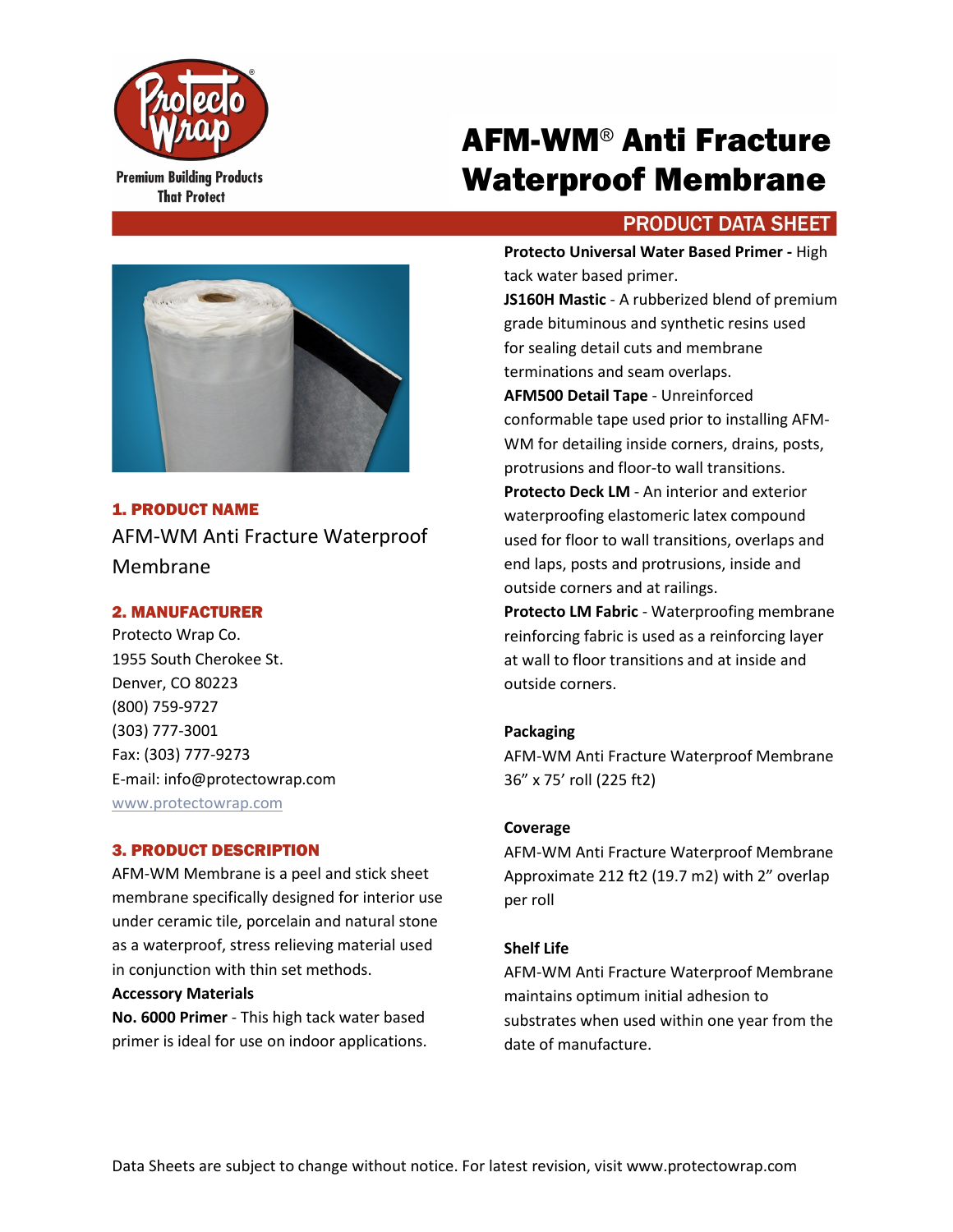Premium Building Products That Protect

# AFM-WM® Anti Fracture Waterproof Membrane

PRODUCT DATA SHEET

## 1. PRODUCT NAME

AFM-WM Anti Fracture Waterproof Membrane

## 2. MANUFACTURER

Protecto Wrap Co.
1955 South Cherokee St.
Denver, CO 80223
(800) 759-9727
(303) 777-3001
Fax: (303) 777-9273
E-mail: info@protectowrap.com
www.protectowrap.com

## 3. PRODUCT DESCRIPTION

AFM-WM Membrane is a peel and stick sheet membrane specifically designed for interior use under ceramic tile, porcelain and natural stone as a waterproof, stress relieving material used in conjunction with thin set methods.

**Accessory Materials**

**No. 6000 Primer** - This high tack water based primer is ideal for use on indoor applications.

**Protecto Universal Water Based Primer -** High tack water based primer.

**JS160H Mastic** - A rubberized blend of premium grade bituminous and synthetic resins used for sealing detail cuts and membrane terminations and seam overlaps.

**AFM500 Detail Tape** - Unreinforced conformable tape used prior to installing AFM-WM for detailing inside corners, drains, posts, protrusions and floor-to wall transitions.

**Protecto Deck LM** - An interior and exterior waterproofing elastomeric latex compound used for floor to wall transitions, overlaps and end laps, posts and protrusions, inside and outside corners and at railings.

**Protecto LM Fabric** - Waterproofing membrane reinforcing fabric is used as a reinforcing layer at wall to floor transitions and at inside and outside corners.

**Packaging**

AFM-WM Anti Fracture Waterproof Membrane
36" x 75' roll (225 ft2)

**Coverage**

AFM-WM Anti Fracture Waterproof Membrane
Approximate 212 ft2 (19.7 m2) with 2" overlap per roll

**Shelf Life**

AFM-WM Anti Fracture Waterproof Membrane maintains optimum initial adhesion to substrates when used within one year from the date of manufacture.

Data Sheets are subject to change without notice. For latest revision, visit www.protectowrap.com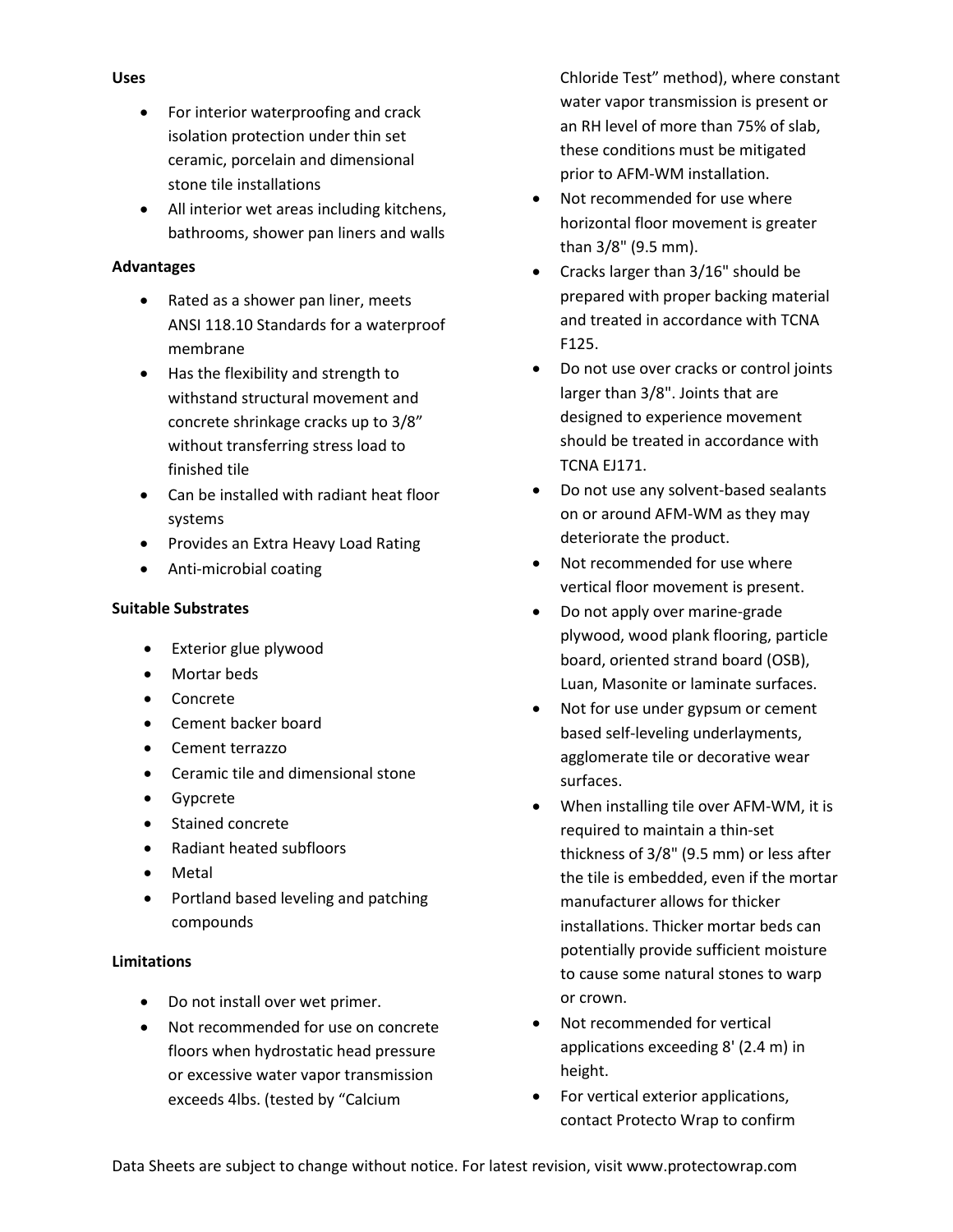**Uses**

- For interior waterproofing and crack isolation protection under thin set ceramic, porcelain and dimensional stone tile installations
- All interior wet areas including kitchens, bathrooms, shower pan liners and walls

**Advantages**

- Rated as a shower pan liner, meets ANSI 118.10 Standards for a waterproof membrane
- Has the flexibility and strength to withstand structural movement and concrete shrinkage cracks up to 3/8" without transferring stress load to finished tile
- Can be installed with radiant heat floor systems
- Provides an Extra Heavy Load Rating
- Anti-microbial coating

**Suitable Substrates**

- Exterior glue plywood
- Mortar beds
- Concrete
- Cement backer board
- Cement terrazzo
- Ceramic tile and dimensional stone
- Gypcrete
- Stained concrete
- Radiant heated subfloors
- Metal
- Portland based leveling and patching compounds

**Limitations**

- Do not install over wet primer.
- Not recommended for use on concrete floors when hydrostatic head pressure or excessive water vapor transmission exceeds 4lbs. (tested by "Calcium Chloride Test" method), where constant water vapor transmission is present or an RH level of more than 75% of slab, these conditions must be mitigated prior to AFM-WM installation.
- Not recommended for use where horizontal floor movement is greater than 3/8" (9.5 mm).
- Cracks larger than 3/16" should be prepared with proper backing material and treated in accordance with TCNA F125.
- Do not use over cracks or control joints larger than 3/8". Joints that are designed to experience movement should be treated in accordance with TCNA EJ171.
- Do not use any solvent-based sealants on or around AFM-WM as they may deteriorate the product.
- Not recommended for use where vertical floor movement is present.
- Do not apply over marine-grade plywood, wood plank flooring, particle board, oriented strand board (OSB), Luan, Masonite or laminate surfaces.
- Not for use under gypsum or cement based self-leveling underlayments, agglomerate tile or decorative wear surfaces.
- When installing tile over AFM-WM, it is required to maintain a thin-set thickness of 3/8" (9.5 mm) or less after the tile is embedded, even if the mortar manufacturer allows for thicker installations. Thicker mortar beds can potentially provide sufficient moisture to cause some natural stones to warp or crown.
- Not recommended for vertical applications exceeding 8' (2.4 m) in height.
- For vertical exterior applications, contact Protecto Wrap to confirm

Data Sheets are subject to change without notice. For latest revision, visit www.protectowrap.com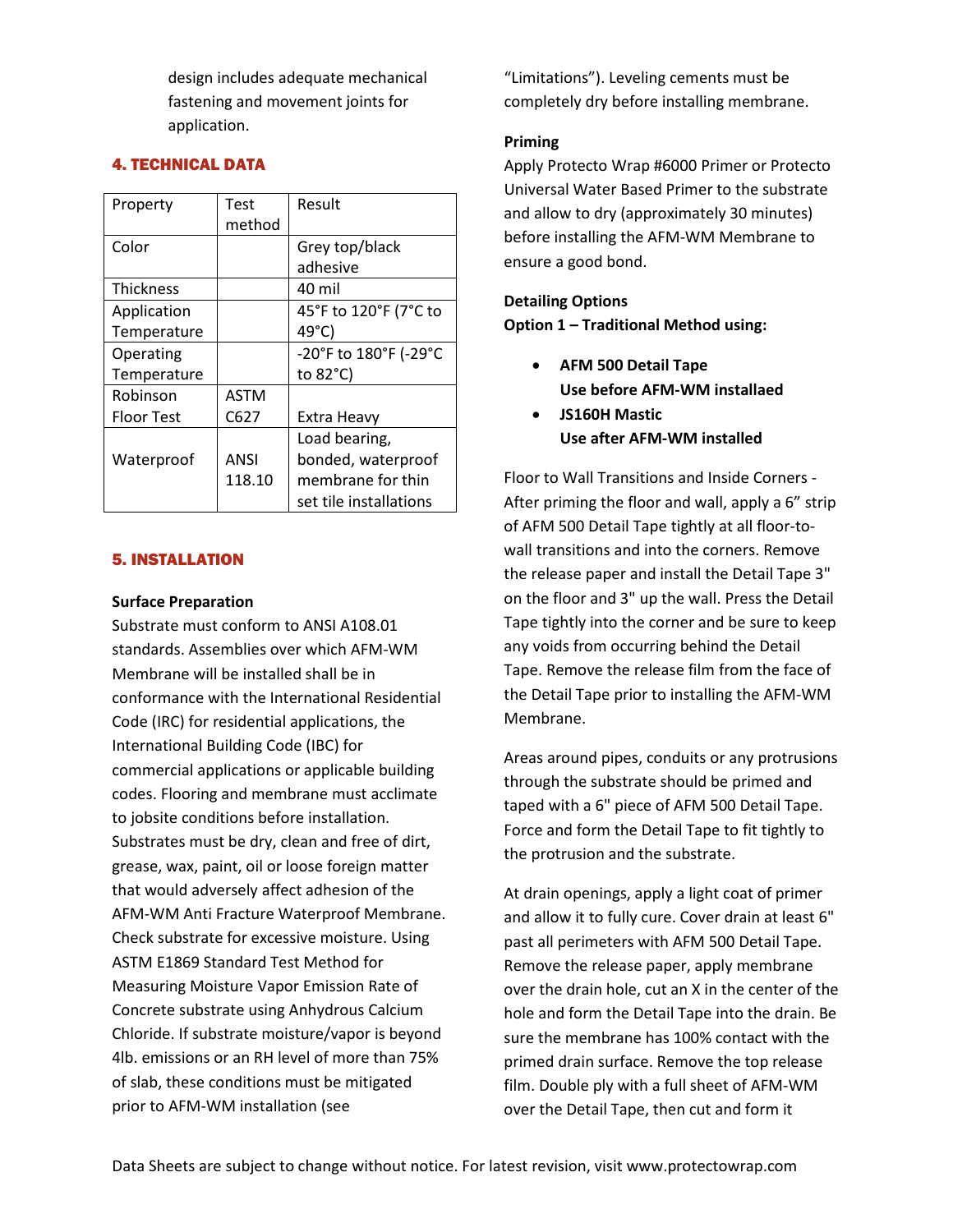design includes adequate mechanical fastening and movement joints for application.

## 4. TECHNICAL DATA

| Property | Test method | Result |
|---|---|---|
| Color | | Grey top/black adhesive |
| Thickness | | 40 mil |
| Application Temperature | | 45°F to 120°F (7°C to 49°C) |
| Operating Temperature | | -20°F to 180°F (-29°C to 82°C) |
| Robinson Floor Test | ASTM C627 | Extra Heavy |
| Waterproof | ANSI 118.10 | Load bearing, bonded, waterproof membrane for thin set tile installations |

## 5. INSTALLATION

**Surface Preparation**

Substrate must conform to ANSI A108.01 standards. Assemblies over which AFM-WM Membrane will be installed shall be in conformance with the International Residential Code (IRC) for residential applications, the International Building Code (IBC) for commercial applications or applicable building codes. Flooring and membrane must acclimate to jobsite conditions before installation. Substrates must be dry, clean and free of dirt, grease, wax, paint, oil or loose foreign matter that would adversely affect adhesion of the AFM-WM Anti Fracture Waterproof Membrane. Check substrate for excessive moisture. Using ASTM E1869 Standard Test Method for Measuring Moisture Vapor Emission Rate of Concrete substrate using Anhydrous Calcium Chloride. If substrate moisture/vapor is beyond 4lb. emissions or an RH level of more than 75% of slab, these conditions must be mitigated prior to AFM-WM installation (see "Limitations"). Leveling cements must be completely dry before installing membrane.

**Priming**

Apply Protecto Wrap #6000 Primer or Protecto Universal Water Based Primer to the substrate and allow to dry (approximately 30 minutes) before installing the AFM-WM Membrane to ensure a good bond.

**Detailing Options**

**Option 1 – Traditional Method using:**

- **AFM 500 Detail Tape**
  **Use before AFM-WM installaed**
- **JS160H Mastic**
  **Use after AFM-WM installed**

Floor to Wall Transitions and Inside Corners - After priming the floor and wall, apply a 6" strip of AFM 500 Detail Tape tightly at all floor-to-wall transitions and into the corners. Remove the release paper and install the Detail Tape 3" on the floor and 3" up the wall. Press the Detail Tape tightly into the corner and be sure to keep any voids from occurring behind the Detail Tape. Remove the release film from the face of the Detail Tape prior to installing the AFM-WM Membrane.

Areas around pipes, conduits or any protrusions through the substrate should be primed and taped with a 6" piece of AFM 500 Detail Tape. Force and form the Detail Tape to fit tightly to the protrusion and the substrate.

At drain openings, apply a light coat of primer and allow it to fully cure. Cover drain at least 6" past all perimeters with AFM 500 Detail Tape. Remove the release paper, apply membrane over the drain hole, cut an X in the center of the hole and form the Detail Tape into the drain. Be sure the membrane has 100% contact with the primed drain surface. Remove the top release film. Double ply with a full sheet of AFM-WM over the Detail Tape, then cut and form it

Data Sheets are subject to change without notice. For latest revision, visit www.protectowrap.com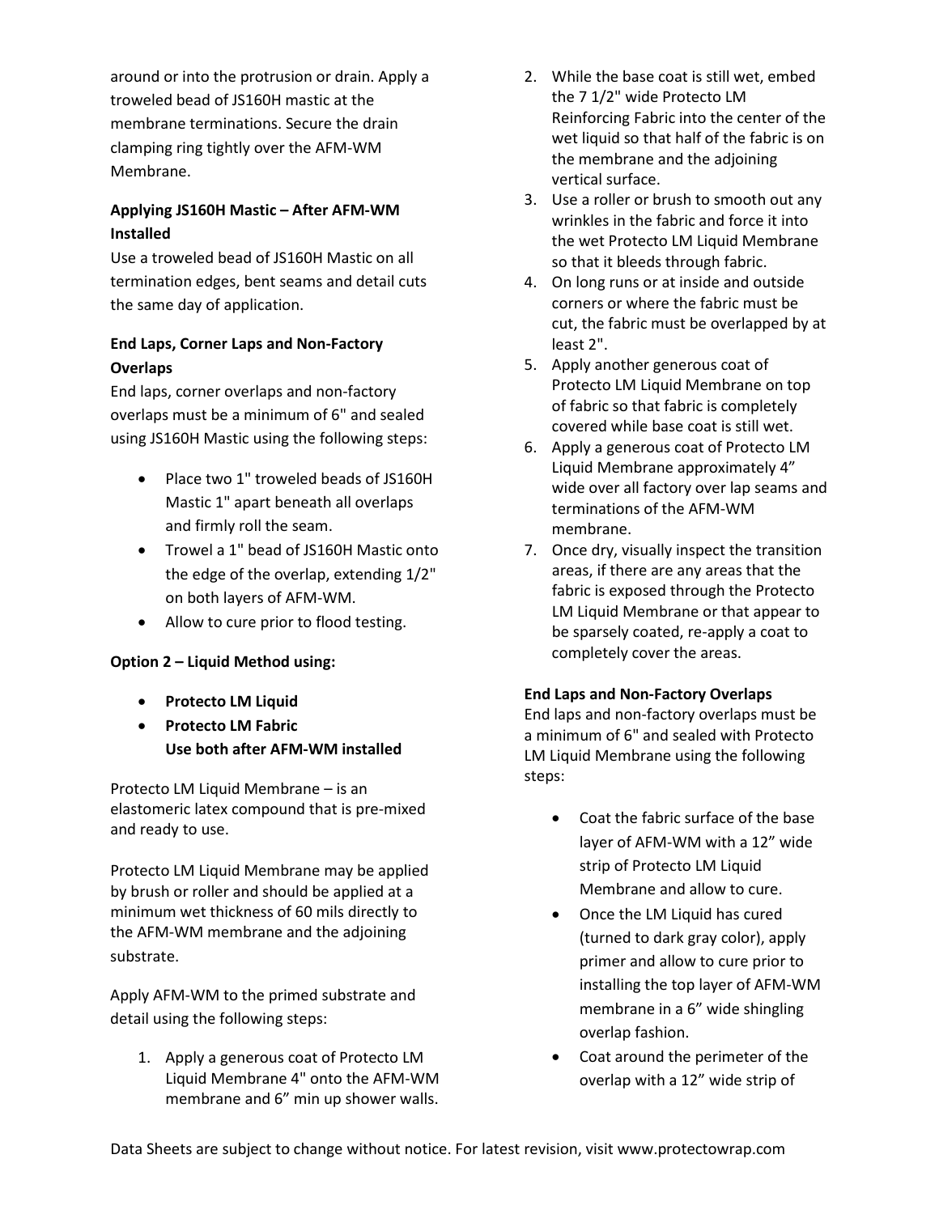around or into the protrusion or drain. Apply a troweled bead of JS160H mastic at the membrane terminations. Secure the drain clamping ring tightly over the AFM-WM Membrane.

**Applying JS160H Mastic – After AFM-WM Installed**

Use a troweled bead of JS160H Mastic on all termination edges, bent seams and detail cuts the same day of application.

**End Laps, Corner Laps and Non-Factory Overlaps**

End laps, corner overlaps and non-factory overlaps must be a minimum of 6" and sealed using JS160H Mastic using the following steps:

- Place two 1" troweled beads of JS160H Mastic 1" apart beneath all overlaps and firmly roll the seam.
- Trowel a 1" bead of JS160H Mastic onto the edge of the overlap, extending 1/2" on both layers of AFM-WM.
- Allow to cure prior to flood testing.

**Option 2 – Liquid Method using:**

- **Protecto LM Liquid**
- **Protecto LM Fabric**
  **Use both after AFM-WM installed**

Protecto LM Liquid Membrane – is an elastomeric latex compound that is pre-mixed and ready to use.

Protecto LM Liquid Membrane may be applied by brush or roller and should be applied at a minimum wet thickness of 60 mils directly to the AFM-WM membrane and the adjoining substrate.

Apply AFM-WM to the primed substrate and detail using the following steps:

1. Apply a generous coat of Protecto LM Liquid Membrane 4" onto the AFM-WM membrane and 6" min up shower walls.
2. While the base coat is still wet, embed the 7 1/2" wide Protecto LM Reinforcing Fabric into the center of the wet liquid so that half of the fabric is on the membrane and the adjoining vertical surface.
3. Use a roller or brush to smooth out any wrinkles in the fabric and force it into the wet Protecto LM Liquid Membrane so that it bleeds through fabric.
4. On long runs or at inside and outside corners or where the fabric must be cut, the fabric must be overlapped by at least 2".
5. Apply another generous coat of Protecto LM Liquid Membrane on top of fabric so that fabric is completely covered while base coat is still wet.
6. Apply a generous coat of Protecto LM Liquid Membrane approximately 4" wide over all factory over lap seams and terminations of the AFM-WM membrane.
7. Once dry, visually inspect the transition areas, if there are any areas that the fabric is exposed through the Protecto LM Liquid Membrane or that appear to be sparsely coated, re-apply a coat to completely cover the areas.

**End Laps and Non-Factory Overlaps**

End laps and non-factory overlaps must be a minimum of 6" and sealed with Protecto LM Liquid Membrane using the following steps:

- Coat the fabric surface of the base layer of AFM-WM with a 12" wide strip of Protecto LM Liquid Membrane and allow to cure.
- Once the LM Liquid has cured (turned to dark gray color), apply primer and allow to cure prior to installing the top layer of AFM-WM membrane in a 6" wide shingling overlap fashion.
- Coat around the perimeter of the overlap with a 12" wide strip of

Data Sheets are subject to change without notice. For latest revision, visit www.protectowrap.com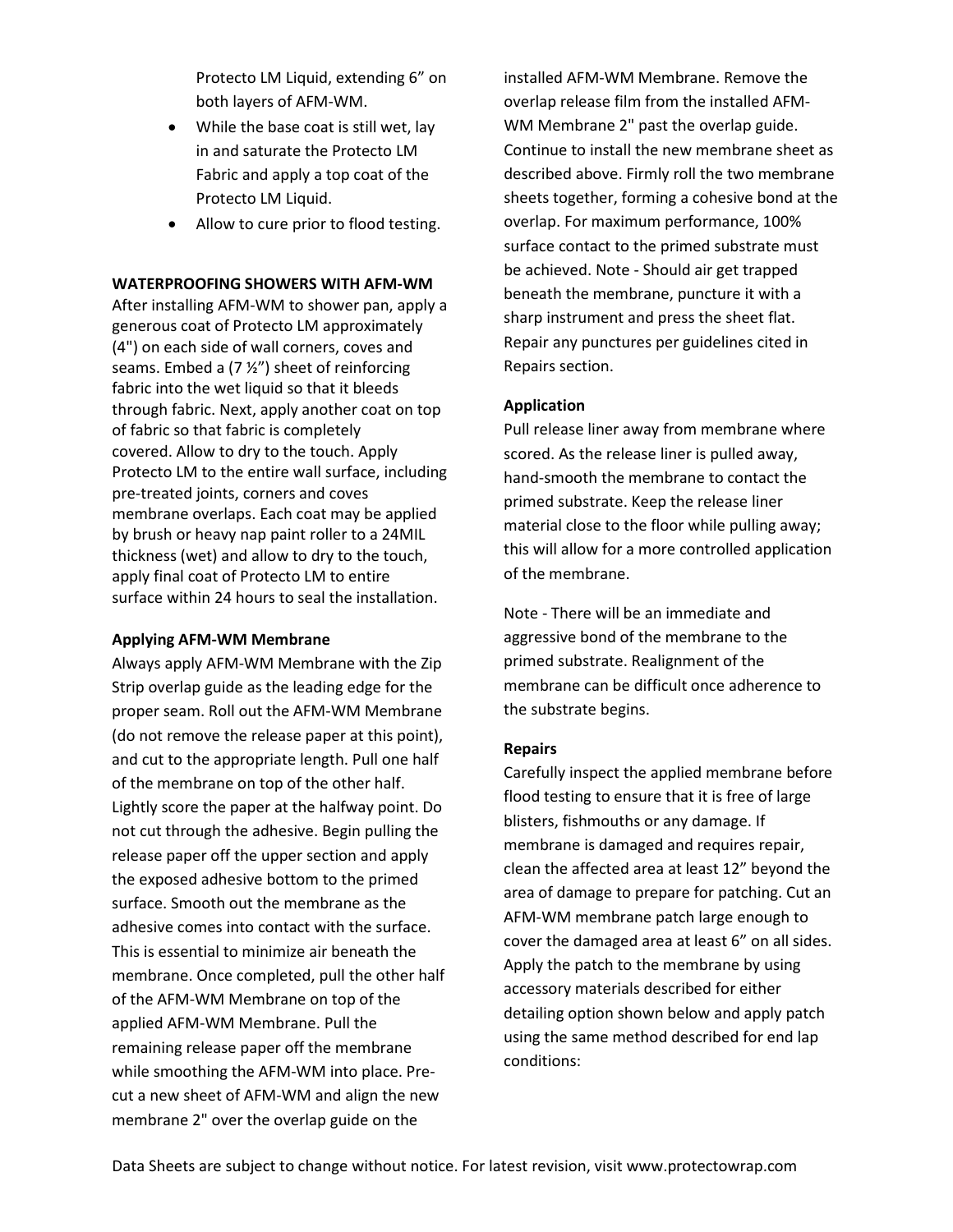Protecto LM Liquid, extending 6" on both layers of AFM-WM.

- While the base coat is still wet, lay in and saturate the Protecto LM Fabric and apply a top coat of the Protecto LM Liquid.
- Allow to cure prior to flood testing.

**WATERPROOFING SHOWERS WITH AFM-WM**

After installing AFM-WM to shower pan, apply a generous coat of Protecto LM approximately (4") on each side of wall corners, coves and seams. Embed a (7 ½") sheet of reinforcing fabric into the wet liquid so that it bleeds through fabric. Next, apply another coat on top of fabric so that fabric is completely covered. Allow to dry to the touch. Apply Protecto LM to the entire wall surface, including pre-treated joints, corners and coves membrane overlaps. Each coat may be applied by brush or heavy nap paint roller to a 24MIL thickness (wet) and allow to dry to the touch, apply final coat of Protecto LM to entire surface within 24 hours to seal the installation.

**Applying AFM-WM Membrane**

Always apply AFM-WM Membrane with the Zip Strip overlap guide as the leading edge for the proper seam. Roll out the AFM-WM Membrane (do not remove the release paper at this point), and cut to the appropriate length. Pull one half of the membrane on top of the other half. Lightly score the paper at the halfway point. Do not cut through the adhesive. Begin pulling the release paper off the upper section and apply the exposed adhesive bottom to the primed surface. Smooth out the membrane as the adhesive comes into contact with the surface. This is essential to minimize air beneath the membrane. Once completed, pull the other half of the AFM-WM Membrane on top of the applied AFM-WM Membrane. Pull the remaining release paper off the membrane while smoothing the AFM-WM into place. Pre-cut a new sheet of AFM-WM and align the new membrane 2" over the overlap guide on the installed AFM-WM Membrane. Remove the overlap release film from the installed AFM-WM Membrane 2" past the overlap guide. Continue to install the new membrane sheet as described above. Firmly roll the two membrane sheets together, forming a cohesive bond at the overlap. For maximum performance, 100% surface contact to the primed substrate must be achieved. Note - Should air get trapped beneath the membrane, puncture it with a sharp instrument and press the sheet flat. Repair any punctures per guidelines cited in Repairs section.

**Application**

Pull release liner away from membrane where scored. As the release liner is pulled away, hand-smooth the membrane to contact the primed substrate. Keep the release liner material close to the floor while pulling away; this will allow for a more controlled application of the membrane.

Note - There will be an immediate and aggressive bond of the membrane to the primed substrate. Realignment of the membrane can be difficult once adherence to the substrate begins.

**Repairs**

Carefully inspect the applied membrane before flood testing to ensure that it is free of large blisters, fishmouths or any damage. If membrane is damaged and requires repair, clean the affected area at least 12" beyond the area of damage to prepare for patching. Cut an AFM-WM membrane patch large enough to cover the damaged area at least 6" on all sides. Apply the patch to the membrane by using accessory materials described for either detailing option shown below and apply patch using the same method described for end lap conditions:

Data Sheets are subject to change without notice. For latest revision, visit www.protectowrap.com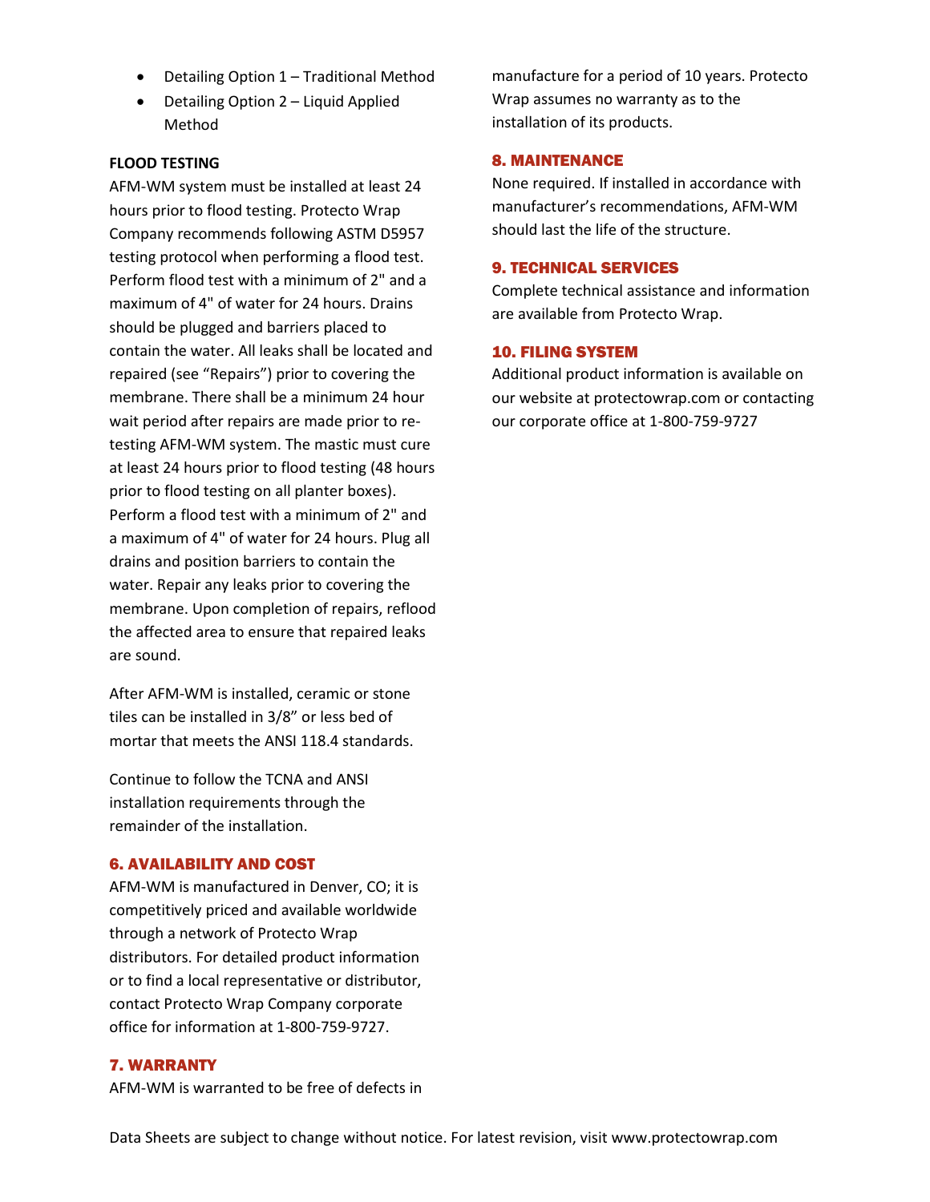- Detailing Option 1 – Traditional Method
- Detailing Option 2 – Liquid Applied Method

**FLOOD TESTING**

AFM-WM system must be installed at least 24 hours prior to flood testing. Protecto Wrap Company recommends following ASTM D5957 testing protocol when performing a flood test. Perform flood test with a minimum of 2" and a maximum of 4" of water for 24 hours. Drains should be plugged and barriers placed to contain the water. All leaks shall be located and repaired (see "Repairs") prior to covering the membrane. There shall be a minimum 24 hour wait period after repairs are made prior to re-testing AFM-WM system. The mastic must cure at least 24 hours prior to flood testing (48 hours prior to flood testing on all planter boxes). Perform a flood test with a minimum of 2" and a maximum of 4" of water for 24 hours. Plug all drains and position barriers to contain the water. Repair any leaks prior to covering the membrane. Upon completion of repairs, reflood the affected area to ensure that repaired leaks are sound.

After AFM-WM is installed, ceramic or stone tiles can be installed in 3/8" or less bed of mortar that meets the ANSI 118.4 standards.

Continue to follow the TCNA and ANSI installation requirements through the remainder of the installation.

## 6. AVAILABILITY AND COST

AFM-WM is manufactured in Denver, CO; it is competitively priced and available worldwide through a network of Protecto Wrap distributors. For detailed product information or to find a local representative or distributor, contact Protecto Wrap Company corporate office for information at 1-800-759-9727.

## 7. WARRANTY

AFM-WM is warranted to be free of defects in manufacture for a period of 10 years. Protecto Wrap assumes no warranty as to the installation of its products.

## 8. MAINTENANCE

None required. If installed in accordance with manufacturer's recommendations, AFM-WM should last the life of the structure.

## 9. TECHNICAL SERVICES

Complete technical assistance and information are available from Protecto Wrap.

## 10. FILING SYSTEM

Additional product information is available on our website at protectowrap.com or contacting our corporate office at 1-800-759-9727

Data Sheets are subject to change without notice. For latest revision, visit www.protectowrap.com